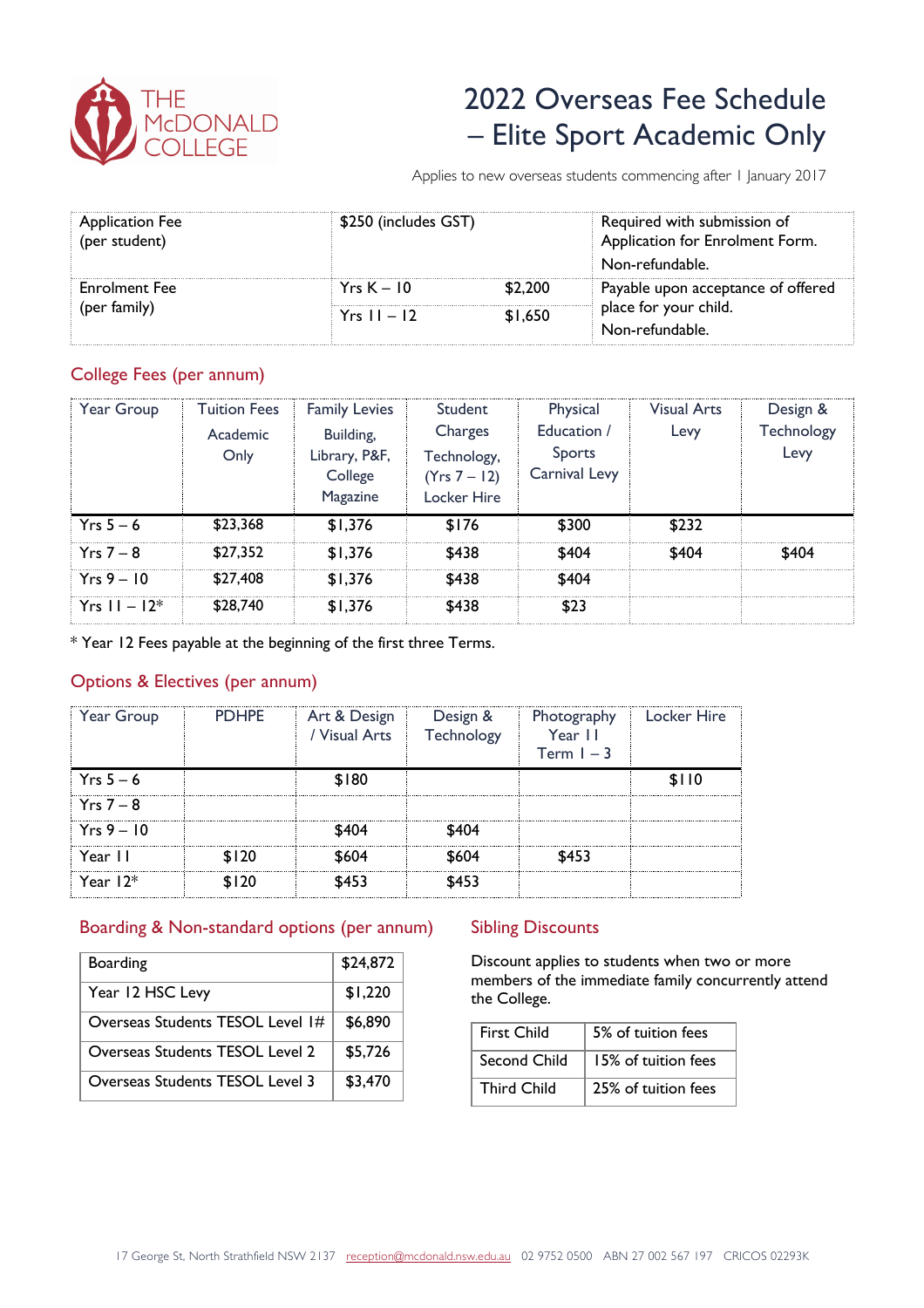THE McDONALD COLLEGE

# 2022 Overseas Fee Schedule – Elite Sport Academic Only

Applies to new overseas students commencing after 1 January 2017

| Application Fee (per student) | $250 (includes GST) | | Required with submission of Application for Enrolment Form. Non-refundable. |
|---|---|---|---|
| Enrolment Fee (per family) | Yrs K – 10 | $2,200 | Payable upon acceptance of offered place for your child. Non-refundable. |
| | Yrs 11 – 12 | $1,650 | |

## College Fees (per annum)

| Year Group | Tuition Fees Academic Only | Family Levies Building, Library, P&F, College Magazine | Student Charges Technology, (Yrs 7 – 12) Locker Hire | Physical Education / Sports Carnival Levy | Visual Arts Levy | Design & Technology Levy |
|---|---|---|---|---|---|---|
| Yrs 5 – 6 | $23,368 | $1,376 | $176 | $300 | $232 | |
| Yrs 7 – 8 | $27,352 | $1,376 | $438 | $404 | $404 | $404 |
| Yrs 9 – 10 | $27,408 | $1,376 | $438 | $404 | | |
| Yrs 11 – 12* | $28,740 | $1,376 | $438 | $23 | | |

* Year 12 Fees payable at the beginning of the first three Terms.

## Options & Electives (per annum)

| Year Group | PDHPE | Art & Design / Visual Arts | Design & Technology | Photography Year 11 Term 1 – 3 | Locker Hire |
|---|---|---|---|---|---|
| Yrs 5 – 6 | | $180 | | | $110 |
| Yrs 7 – 8 | | | | | |
| Yrs 9 – 10 | | $404 | $404 | | |
| Year 11 | $120 | $604 | $604 | $453 | |
| Year 12* | $120 | $453 | $453 | | |

## Boarding & Non-standard options (per annum)

| Boarding | $24,872 |
|---|---|
| Year 12 HSC Levy | $1,220 |
| Overseas Students TESOL Level 1# | $6,890 |
| Overseas Students TESOL Level 2 | $5,726 |
| Overseas Students TESOL Level 3 | $3,470 |

## Sibling Discounts

Discount applies to students when two or more members of the immediate family concurrently attend the College.

| First Child | 5% of tuition fees |
|---|---|
| Second Child | 15% of tuition fees |
| Third Child | 25% of tuition fees |

17 George St, North Strathfield NSW 2137 reception@mcdonald.nsw.edu.au 02 9752 0500 ABN 27 002 567 197 CRICOS 02293K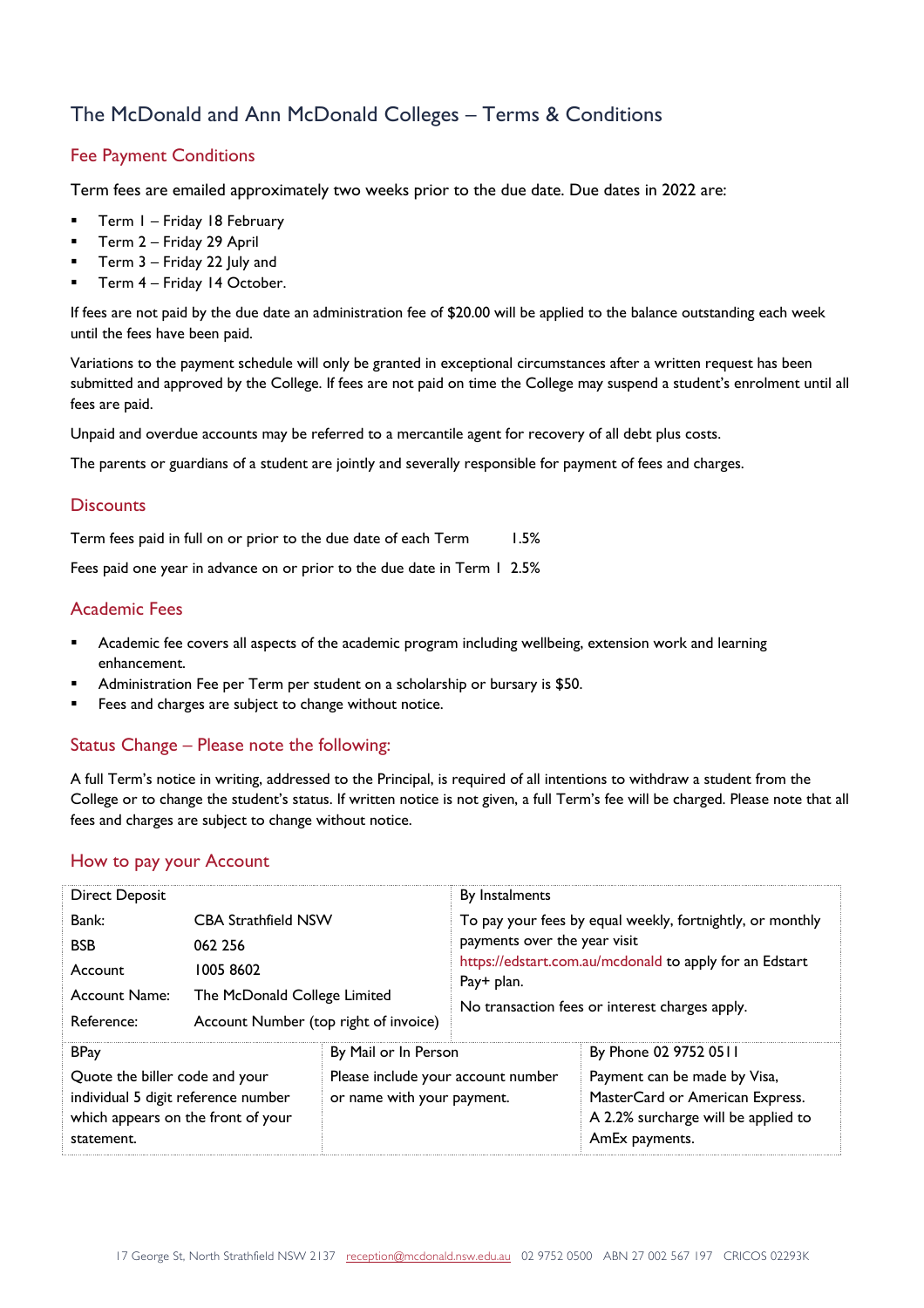# The McDonald and Ann McDonald Colleges – Terms & Conditions

## Fee Payment Conditions

Term fees are emailed approximately two weeks prior to the due date. Due dates in 2022 are:

- Term 1 – Friday 18 February
- Term 2 – Friday 29 April
- Term 3 – Friday 22 July and
- Term 4 – Friday 14 October.

If fees are not paid by the due date an administration fee of $20.00 will be applied to the balance outstanding each week until the fees have been paid.

Variations to the payment schedule will only be granted in exceptional circumstances after a written request has been submitted and approved by the College. If fees are not paid on time the College may suspend a student's enrolment until all fees are paid.

Unpaid and overdue accounts may be referred to a mercantile agent for recovery of all debt plus costs.

The parents or guardians of a student are jointly and severally responsible for payment of fees and charges.

## Discounts

Term fees paid in full on or prior to the due date of each Term 1.5%

Fees paid one year in advance on or prior to the due date in Term 1 2.5%

## Academic Fees

- Academic fee covers all aspects of the academic program including wellbeing, extension work and learning enhancement.
- Administration Fee per Term per student on a scholarship or bursary is $50.
- Fees and charges are subject to change without notice.

## Status Change – Please note the following:

A full Term's notice in writing, addressed to the Principal, is required of all intentions to withdraw a student from the College or to change the student's status. If written notice is not given, a full Term's fee will be charged. Please note that all fees and charges are subject to change without notice.

## How to pay your Account

**Direct Deposit**

| | |
|---|---|
| Bank: | CBA Strathfield NSW |
| BSB | 062 256 |
| Account | 1005 8602 |
| Account Name: | The McDonald College Limited |
| Reference: | Account Number (top right of invoice) |

**By Instalments**

To pay your fees by equal weekly, fortnightly, or monthly payments over the year visit https://edstart.com.au/mcdonald to apply for an Edstart Pay+ plan.

No transaction fees or interest charges apply.

**BPay**

Quote the biller code and your individual 5 digit reference number which appears on the front of your statement.

**By Mail or In Person**

Please include your account number or name with your payment.

**By Phone 02 9752 0511**

Payment can be made by Visa, MasterCard or American Express. A 2.2% surcharge will be applied to AmEx payments.